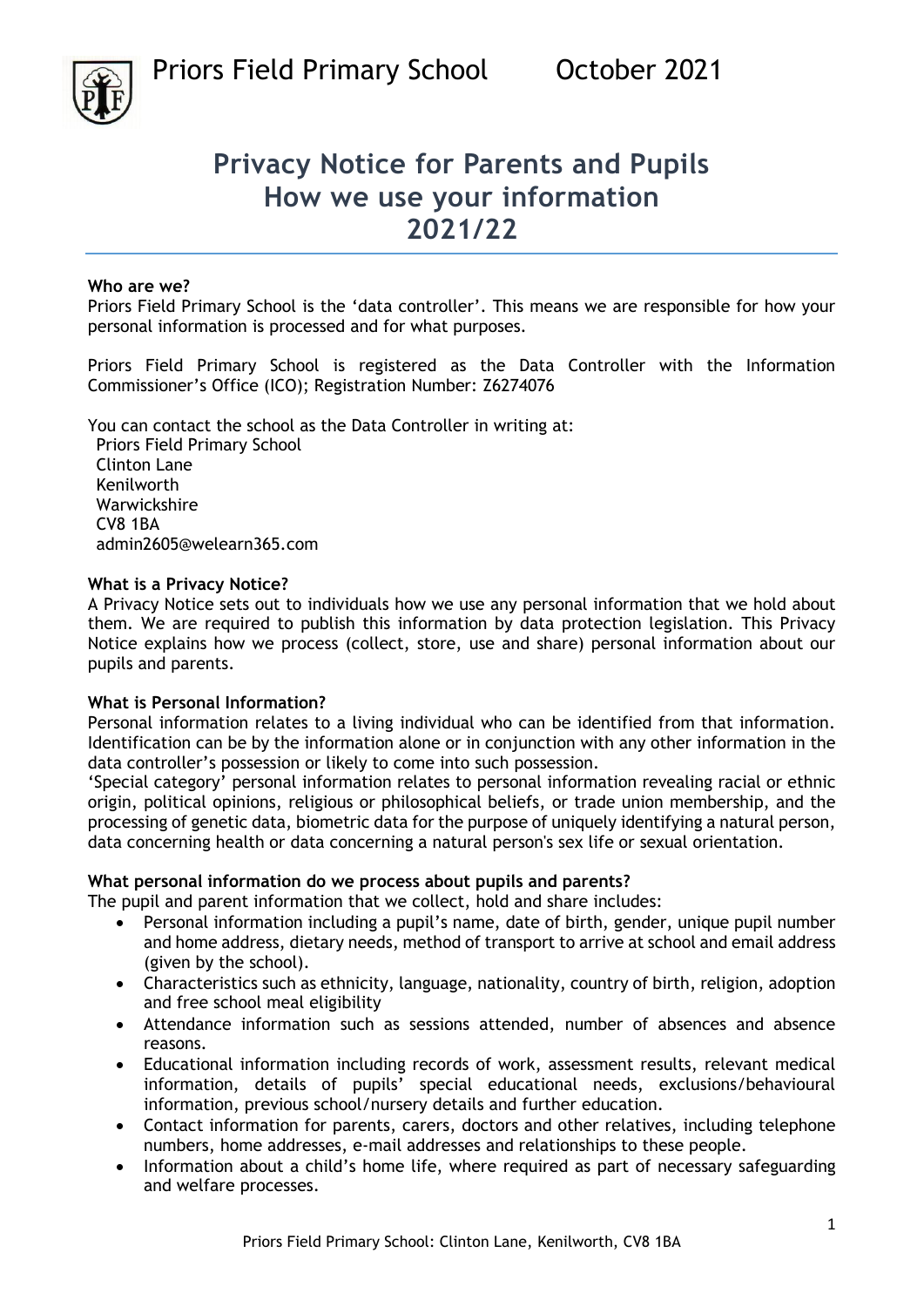# Privacy Notice for Parents and Pupils
## How we use your information
## 2021/22

**Who are we?**

Priors Field Primary School is the 'data controller'. This means we are responsible for how your personal information is processed and for what purposes.

Priors Field Primary School is registered as the Data Controller with the Information Commissioner's Office (ICO); Registration Number: Z6274076

You can contact the school as the Data Controller in writing at:

Priors Field Primary School
Clinton Lane
Kenilworth
Warwickshire
CV8 1BA
admin2605@welearn365.com

**What is a Privacy Notice?**

A Privacy Notice sets out to individuals how we use any personal information that we hold about them. We are required to publish this information by data protection legislation. This Privacy Notice explains how we process (collect, store, use and share) personal information about our pupils and parents.

**What is Personal Information?**

Personal information relates to a living individual who can be identified from that information. Identification can be by the information alone or in conjunction with any other information in the data controller's possession or likely to come into such possession.

'Special category' personal information relates to personal information revealing racial or ethnic origin, political opinions, religious or philosophical beliefs, or trade union membership, and the processing of genetic data, biometric data for the purpose of uniquely identifying a natural person, data concerning health or data concerning a natural person's sex life or sexual orientation.

**What personal information do we process about pupils and parents?**

The pupil and parent information that we collect, hold and share includes:

- Personal information including a pupil's name, date of birth, gender, unique pupil number and home address, dietary needs, method of transport to arrive at school and email address (given by the school).
- Characteristics such as ethnicity, language, nationality, country of birth, religion, adoption and free school meal eligibility
- Attendance information such as sessions attended, number of absences and absence reasons.
- Educational information including records of work, assessment results, relevant medical information, details of pupils' special educational needs, exclusions/behavioural information, previous school/nursery details and further education.
- Contact information for parents, carers, doctors and other relatives, including telephone numbers, home addresses, e-mail addresses and relationships to these people.
- Information about a child's home life, where required as part of necessary safeguarding and welfare processes.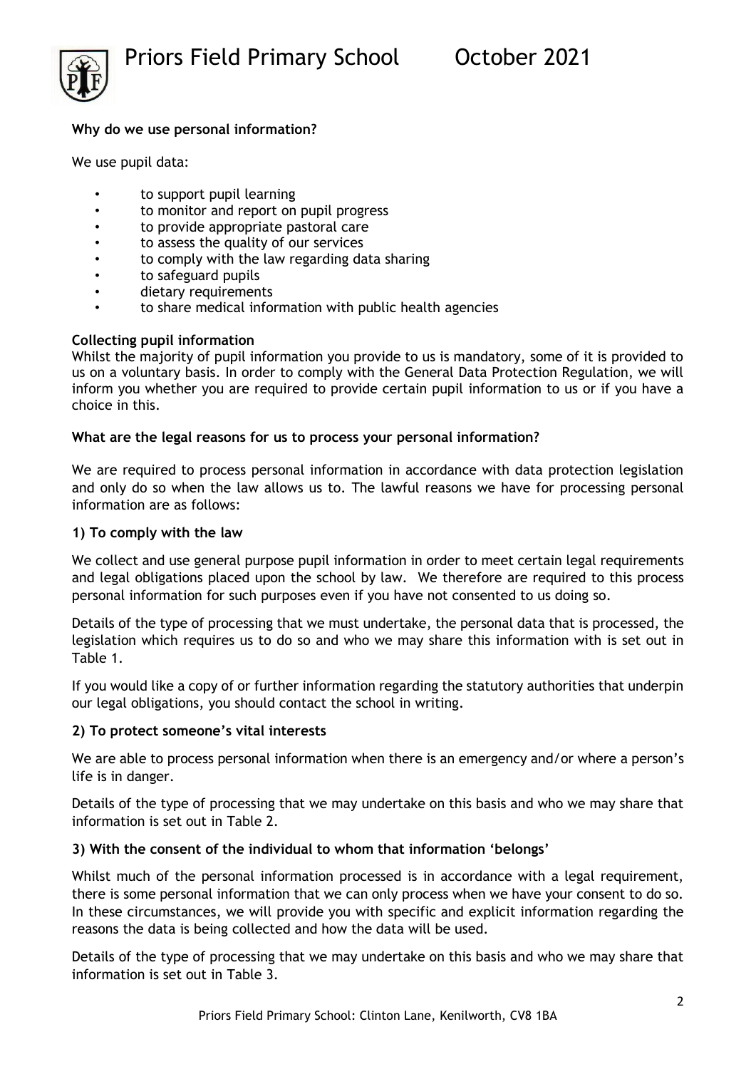**Why do we use personal information?**

We use pupil data:

- to support pupil learning
- to monitor and report on pupil progress
- to provide appropriate pastoral care
- to assess the quality of our services
- to comply with the law regarding data sharing
- to safeguard pupils
- dietary requirements
- to share medical information with public health agencies

**Collecting pupil information**

Whilst the majority of pupil information you provide to us is mandatory, some of it is provided to us on a voluntary basis. In order to comply with the General Data Protection Regulation, we will inform you whether you are required to provide certain pupil information to us or if you have a choice in this.

**What are the legal reasons for us to process your personal information?**

We are required to process personal information in accordance with data protection legislation and only do so when the law allows us to. The lawful reasons we have for processing personal information are as follows:

**1) To comply with the law**

We collect and use general purpose pupil information in order to meet certain legal requirements and legal obligations placed upon the school by law. We therefore are required to this process personal information for such purposes even if you have not consented to us doing so.

Details of the type of processing that we must undertake, the personal data that is processed, the legislation which requires us to do so and who we may share this information with is set out in Table 1.

If you would like a copy of or further information regarding the statutory authorities that underpin our legal obligations, you should contact the school in writing.

**2) To protect someone's vital interests**

We are able to process personal information when there is an emergency and/or where a person's life is in danger.

Details of the type of processing that we may undertake on this basis and who we may share that information is set out in Table 2.

**3) With the consent of the individual to whom that information 'belongs'**

Whilst much of the personal information processed is in accordance with a legal requirement, there is some personal information that we can only process when we have your consent to do so. In these circumstances, we will provide you with specific and explicit information regarding the reasons the data is being collected and how the data will be used.

Details of the type of processing that we may undertake on this basis and who we may share that information is set out in Table 3.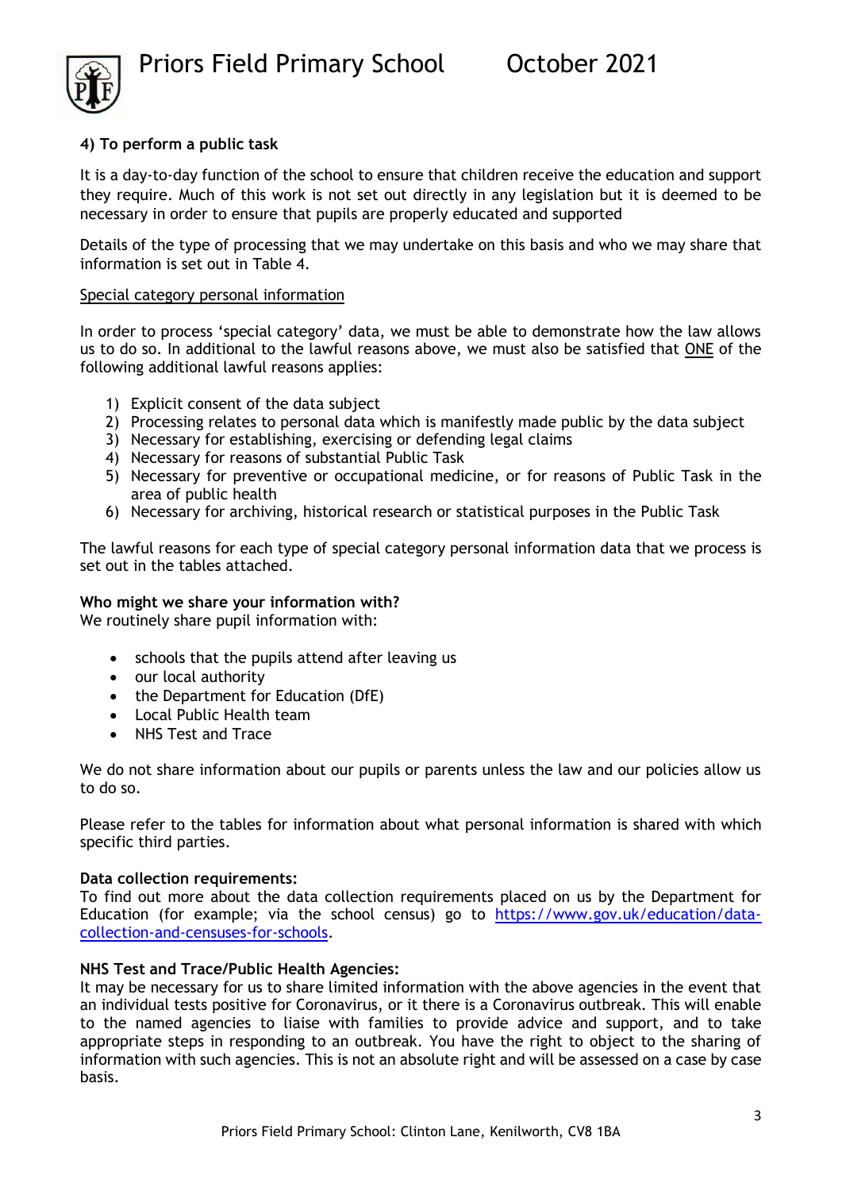**4) To perform a public task**

It is a day-to-day function of the school to ensure that children receive the education and support they require. Much of this work is not set out directly in any legislation but it is deemed to be necessary in order to ensure that pupils are properly educated and supported

Details of the type of processing that we may undertake on this basis and who we may share that information is set out in Table 4.

<u>Special category personal information</u>

In order to process 'special category' data, we must be able to demonstrate how the law allows us to do so. In additional to the lawful reasons above, we must also be satisfied that <u>ONE</u> of the following additional lawful reasons applies:

1) Explicit consent of the data subject
2) Processing relates to personal data which is manifestly made public by the data subject
3) Necessary for establishing, exercising or defending legal claims
4) Necessary for reasons of substantial Public Task
5) Necessary for preventive or occupational medicine, or for reasons of Public Task in the area of public health
6) Necessary for archiving, historical research or statistical purposes in the Public Task

The lawful reasons for each type of special category personal information data that we process is set out in the tables attached.

**Who might we share your information with?**
We routinely share pupil information with:

- schools that the pupils attend after leaving us
- our local authority
- the Department for Education (DfE)
- Local Public Health team
- NHS Test and Trace

We do not share information about our pupils or parents unless the law and our policies allow us to do so.

Please refer to the tables for information about what personal information is shared with which specific third parties.

**Data collection requirements:**
To find out more about the data collection requirements placed on us by the Department for Education (for example; via the school census) go to [https://www.gov.uk/education/data-collection-and-censuses-for-schools](https://www.gov.uk/education/data-collection-and-censuses-for-schools).

**NHS Test and Trace/Public Health Agencies:**
It may be necessary for us to share limited information with the above agencies in the event that an individual tests positive for Coronavirus, or it there is a Coronavirus outbreak. This will enable to the named agencies to liaise with families to provide advice and support, and to take appropriate steps in responding to an outbreak. You have the right to object to the sharing of information with such agencies. This is not an absolute right and will be assessed on a case by case basis.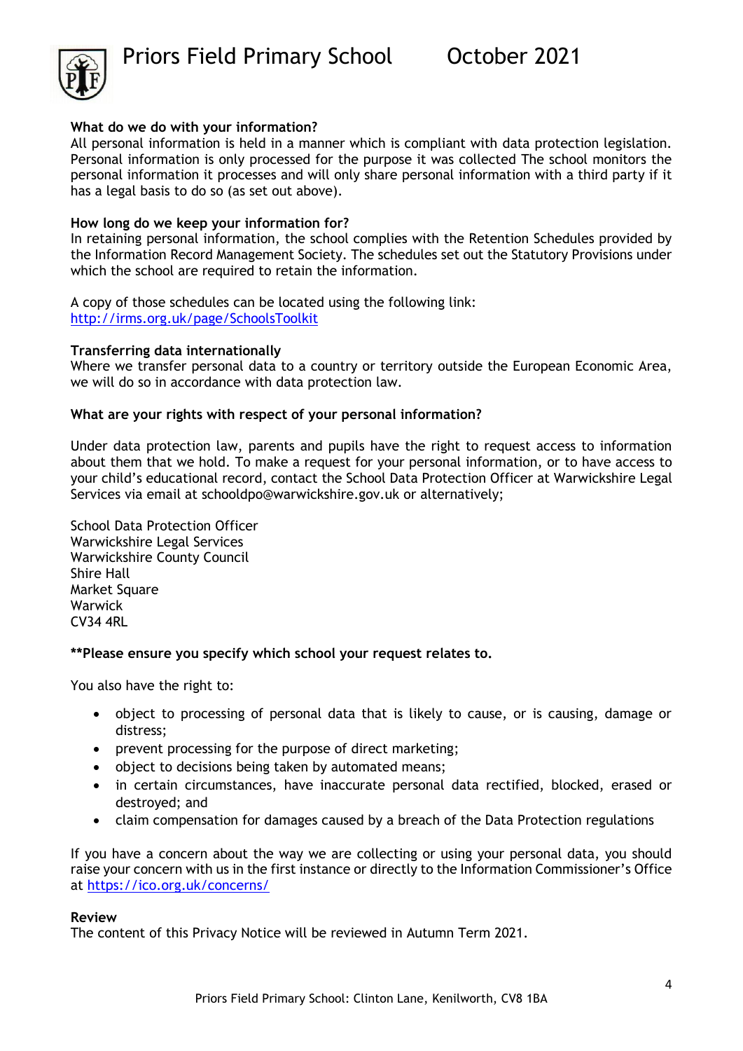**What do we do with your information?**
All personal information is held in a manner which is compliant with data protection legislation. Personal information is only processed for the purpose it was collected The school monitors the personal information it processes and will only share personal information with a third party if it has a legal basis to do so (as set out above).

**How long do we keep your information for?**
In retaining personal information, the school complies with the Retention Schedules provided by the Information Record Management Society. The schedules set out the Statutory Provisions under which the school are required to retain the information.

A copy of those schedules can be located using the following link:
[http://irms.org.uk/page/SchoolsToolkit](http://irms.org.uk/page/SchoolsToolkit)

**Transferring data internationally**
Where we transfer personal data to a country or territory outside the European Economic Area, we will do so in accordance with data protection law.

**What are your rights with respect of your personal information?**

Under data protection law, parents and pupils have the right to request access to information about them that we hold. To make a request for your personal information, or to have access to your child's educational record, contact the School Data Protection Officer at Warwickshire Legal Services via email at schooldpo@warwickshire.gov.uk or alternatively;

School Data Protection Officer
Warwickshire Legal Services
Warwickshire County Council
Shire Hall
Market Square
Warwick
CV34 4RL

**\*\*Please ensure you specify which school your request relates to.**

You also have the right to:

- object to processing of personal data that is likely to cause, or is causing, damage or distress;
- prevent processing for the purpose of direct marketing;
- object to decisions being taken by automated means;
- in certain circumstances, have inaccurate personal data rectified, blocked, erased or destroyed; and
- claim compensation for damages caused by a breach of the Data Protection regulations

If you have a concern about the way we are collecting or using your personal data, you should raise your concern with us in the first instance or directly to the Information Commissioner's Office at [https://ico.org.uk/concerns/](https://ico.org.uk/concerns/)

**Review**
The content of this Privacy Notice will be reviewed in Autumn Term 2021.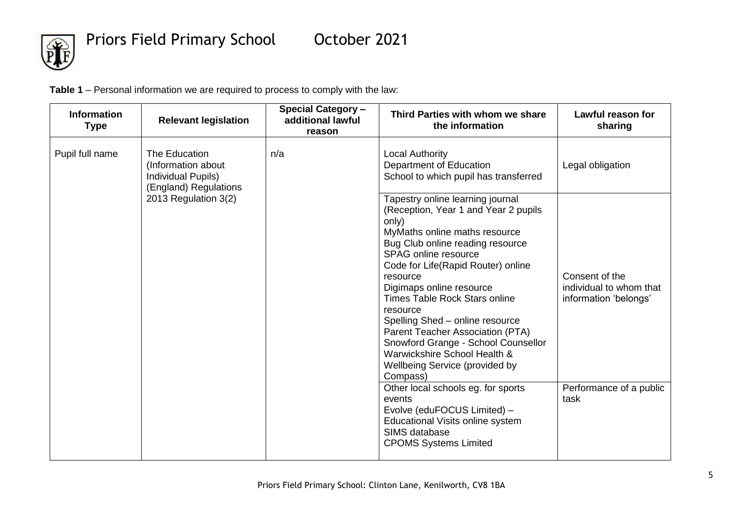**Table 1** – Personal information we are required to process to comply with the law:

| Information Type | Relevant legislation | Special Category – additional lawful reason | Third Parties with whom we share the information | Lawful reason for sharing |
|---|---|---|---|---|
| Pupil full name | The Education (Information about Individual Pupils) (England) Regulations 2013 Regulation 3(2) | n/a | Local Authority<br>Department of Education<br>School to which pupil has transferred | Legal obligation |
| | | | Tapestry online learning journal (Reception, Year 1 and Year 2 pupils only)<br>MyMaths online maths resource<br>Bug Club online reading resource<br>SPAG online resource<br>Code for Life(Rapid Router) online resource<br>Digimaps online resource<br>Times Table Rock Stars online resource<br>Spelling Shed – online resource<br>Parent Teacher Association (PTA)<br>Snowford Grange - School Counsellor<br>Warwickshire School Health & Wellbeing Service (provided by Compass) | Consent of the individual to whom that information 'belongs' |
| | | | Other local schools eg. for sports events<br>Evolve (eduFOCUS Limited) – Educational Visits online system<br>SIMS database<br>CPOMS Systems Limited | Performance of a public task |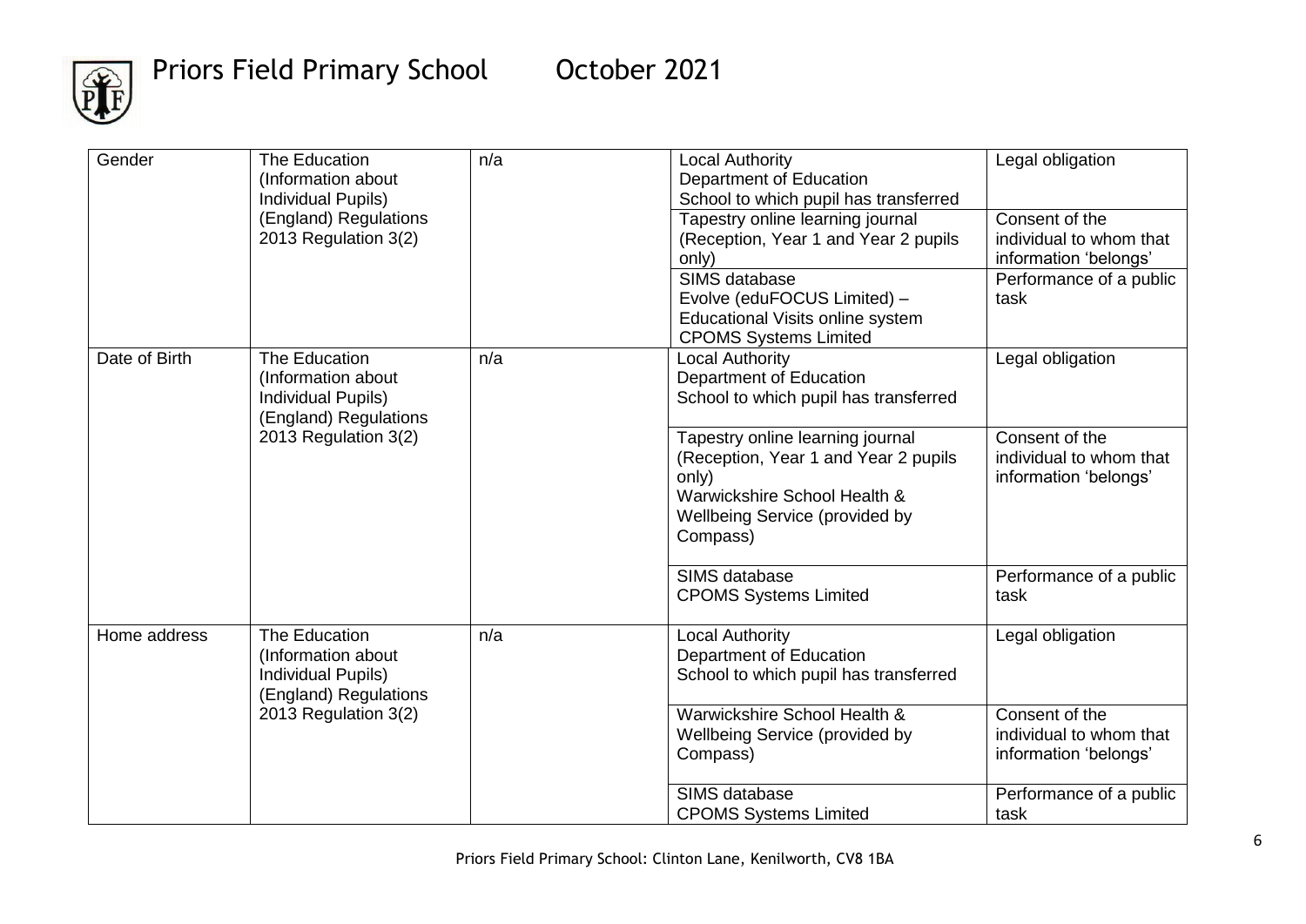| Gender | The Education (Information about Individual Pupils) (England) Regulations 2013 Regulation 3(2) | n/a | Local Authority<br>Department of Education<br>School to which pupil has transferred | Legal obligation |
|---|---|---|---|---|
| | | | Tapestry online learning journal (Reception, Year 1 and Year 2 pupils only) | Consent of the individual to whom that information 'belongs' |
| | | | SIMS database<br>Evolve (eduFOCUS Limited) – Educational Visits online system<br>CPOMS Systems Limited | Performance of a public task |
| Date of Birth | The Education (Information about Individual Pupils) (England) Regulations 2013 Regulation 3(2) | n/a | Local Authority<br>Department of Education<br>School to which pupil has transferred | Legal obligation |
| | | | Tapestry online learning journal (Reception, Year 1 and Year 2 pupils only)<br>Warwickshire School Health & Wellbeing Service (provided by Compass) | Consent of the individual to whom that information 'belongs' |
| | | | SIMS database<br>CPOMS Systems Limited | Performance of a public task |
| Home address | The Education (Information about Individual Pupils) (England) Regulations 2013 Regulation 3(2) | n/a | Local Authority<br>Department of Education<br>School to which pupil has transferred | Legal obligation |
| | | | Warwickshire School Health & Wellbeing Service (provided by Compass) | Consent of the individual to whom that information 'belongs' |
| | | | SIMS database<br>CPOMS Systems Limited | Performance of a public task |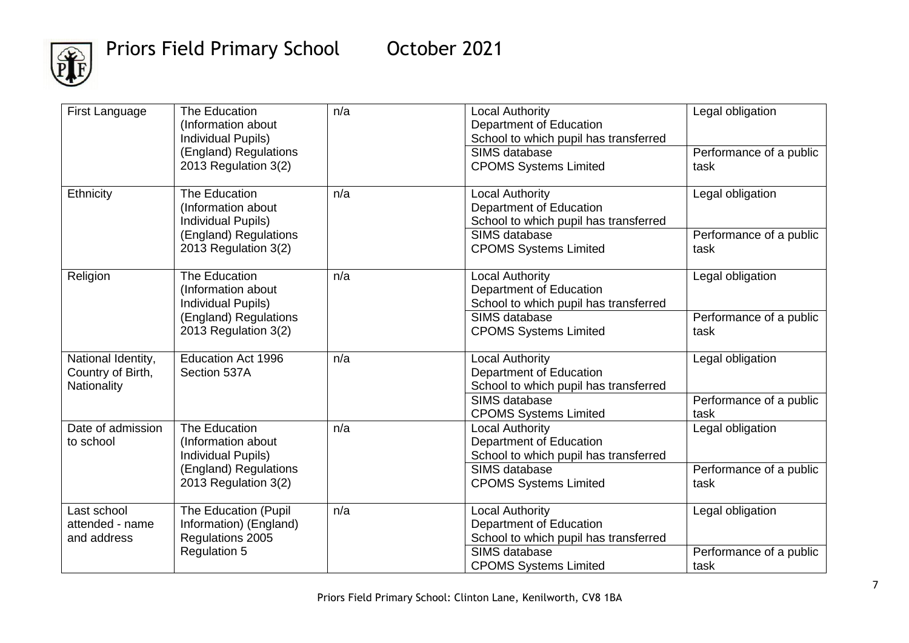| First Language | The Education (Information about Individual Pupils) (England) Regulations 2013 Regulation 3(2) | n/a | Local Authority<br>Department of Education<br>School to which pupil has transferred | Legal obligation |
|---|---|---|---|---|
| | | | SIMS database<br>CPOMS Systems Limited | Performance of a public task |
| Ethnicity | The Education (Information about Individual Pupils) (England) Regulations 2013 Regulation 3(2) | n/a | Local Authority<br>Department of Education<br>School to which pupil has transferred | Legal obligation |
| | | | SIMS database<br>CPOMS Systems Limited | Performance of a public task |
| Religion | The Education (Information about Individual Pupils) (England) Regulations 2013 Regulation 3(2) | n/a | Local Authority<br>Department of Education<br>School to which pupil has transferred | Legal obligation |
| | | | SIMS database<br>CPOMS Systems Limited | Performance of a public task |
| National Identity, Country of Birth, Nationality | Education Act 1996 Section 537A | n/a | Local Authority<br>Department of Education<br>School to which pupil has transferred | Legal obligation |
| | | | SIMS database<br>CPOMS Systems Limited | Performance of a public task |
| Date of admission to school | The Education (Information about Individual Pupils) (England) Regulations 2013 Regulation 3(2) | n/a | Local Authority<br>Department of Education<br>School to which pupil has transferred | Legal obligation |
| | | | SIMS database<br>CPOMS Systems Limited | Performance of a public task |
| Last school attended - name and address | The Education (Pupil Information) (England) Regulations 2005 Regulation 5 | n/a | Local Authority<br>Department of Education<br>School to which pupil has transferred | Legal obligation |
| | | | SIMS database<br>CPOMS Systems Limited | Performance of a public task |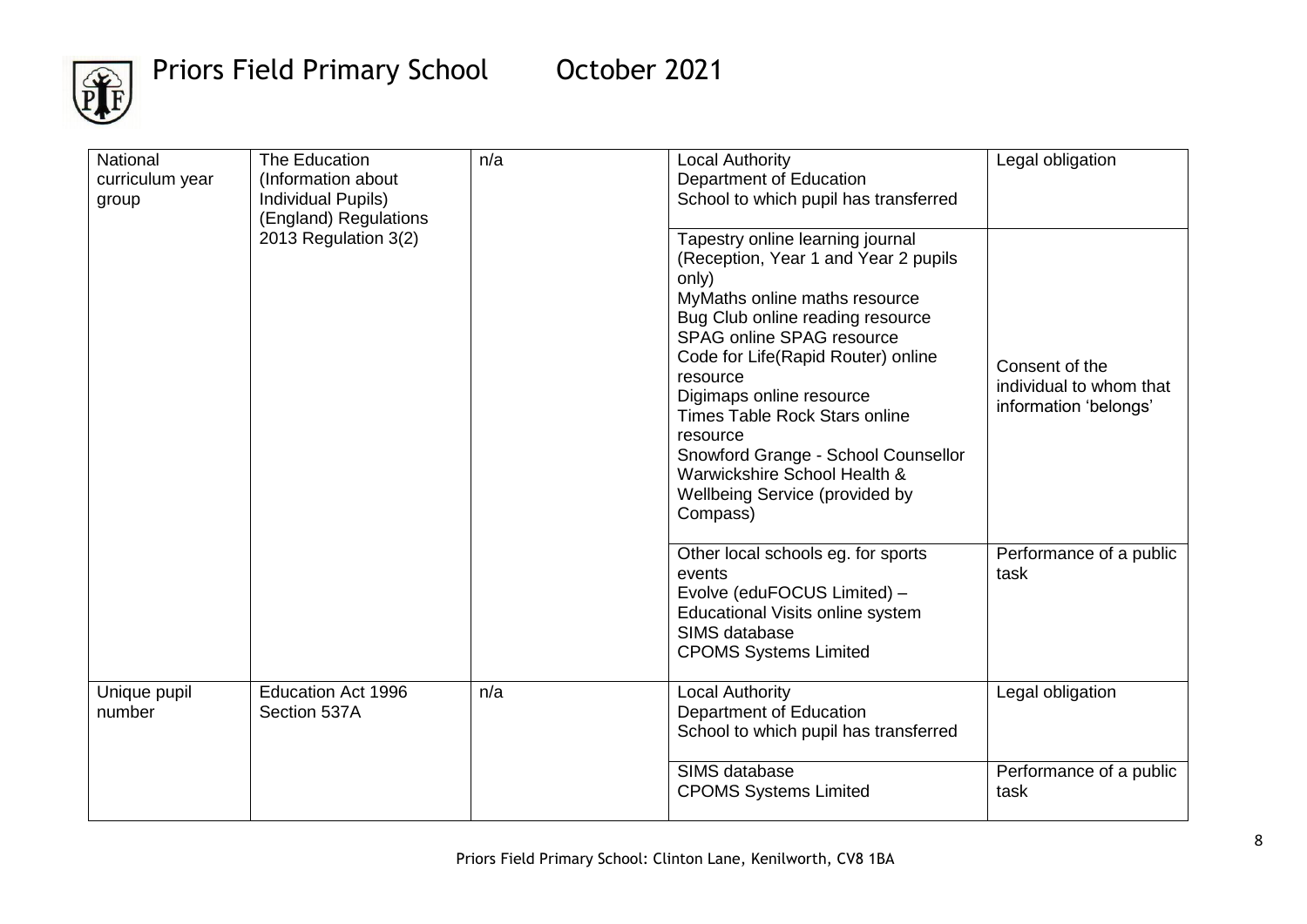| National curriculum year group | The Education (Information about Individual Pupils) (England) Regulations 2013 Regulation 3(2) | n/a | Local Authority<br>Department of Education<br>School to which pupil has transferred | Legal obligation |
|---|---|---|---|---|
| | | | Tapestry online learning journal (Reception, Year 1 and Year 2 pupils only)<br>MyMaths online maths resource<br>Bug Club online reading resource<br>SPAG online SPAG resource<br>Code for Life(Rapid Router) online resource<br>Digimaps online resource<br>Times Table Rock Stars online resource<br>Snowford Grange - School Counsellor<br>Warwickshire School Health & Wellbeing Service (provided by Compass) | Consent of the individual to whom that information 'belongs' |
| | | | Other local schools eg. for sports events<br>Evolve (eduFOCUS Limited) – Educational Visits online system<br>SIMS database<br>CPOMS Systems Limited | Performance of a public task |
| Unique pupil number | Education Act 1996 Section 537A | n/a | Local Authority<br>Department of Education<br>School to which pupil has transferred | Legal obligation |
| | | | SIMS database<br>CPOMS Systems Limited | Performance of a public task |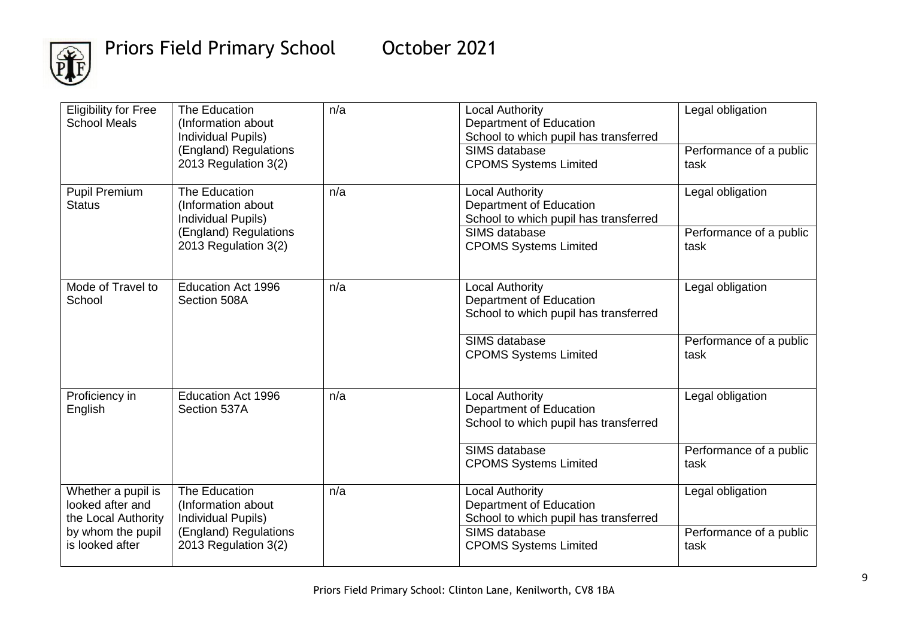| | | | | |
|---|---|---|---|---|
| Eligibility for Free School Meals | The Education (Information about Individual Pupils) (England) Regulations 2013 Regulation 3(2) | n/a | Local Authority<br>Department of Education<br>School to which pupil has transferred | Legal obligation |
| | | | SIMS database<br>CPOMS Systems Limited | Performance of a public task |
| Pupil Premium Status | The Education (Information about Individual Pupils) (England) Regulations 2013 Regulation 3(2) | n/a | Local Authority<br>Department of Education<br>School to which pupil has transferred | Legal obligation |
| | | | SIMS database<br>CPOMS Systems Limited | Performance of a public task |
| Mode of Travel to School | Education Act 1996 Section 508A | n/a | Local Authority<br>Department of Education<br>School to which pupil has transferred | Legal obligation |
| | | | SIMS database<br>CPOMS Systems Limited | Performance of a public task |
| Proficiency in English | Education Act 1996 Section 537A | n/a | Local Authority<br>Department of Education<br>School to which pupil has transferred | Legal obligation |
| | | | SIMS database<br>CPOMS Systems Limited | Performance of a public task |
| Whether a pupil is looked after and the Local Authority by whom the pupil is looked after | The Education (Information about Individual Pupils) (England) Regulations 2013 Regulation 3(2) | n/a | Local Authority<br>Department of Education<br>School to which pupil has transferred | Legal obligation |
| | | | SIMS database<br>CPOMS Systems Limited | Performance of a public task |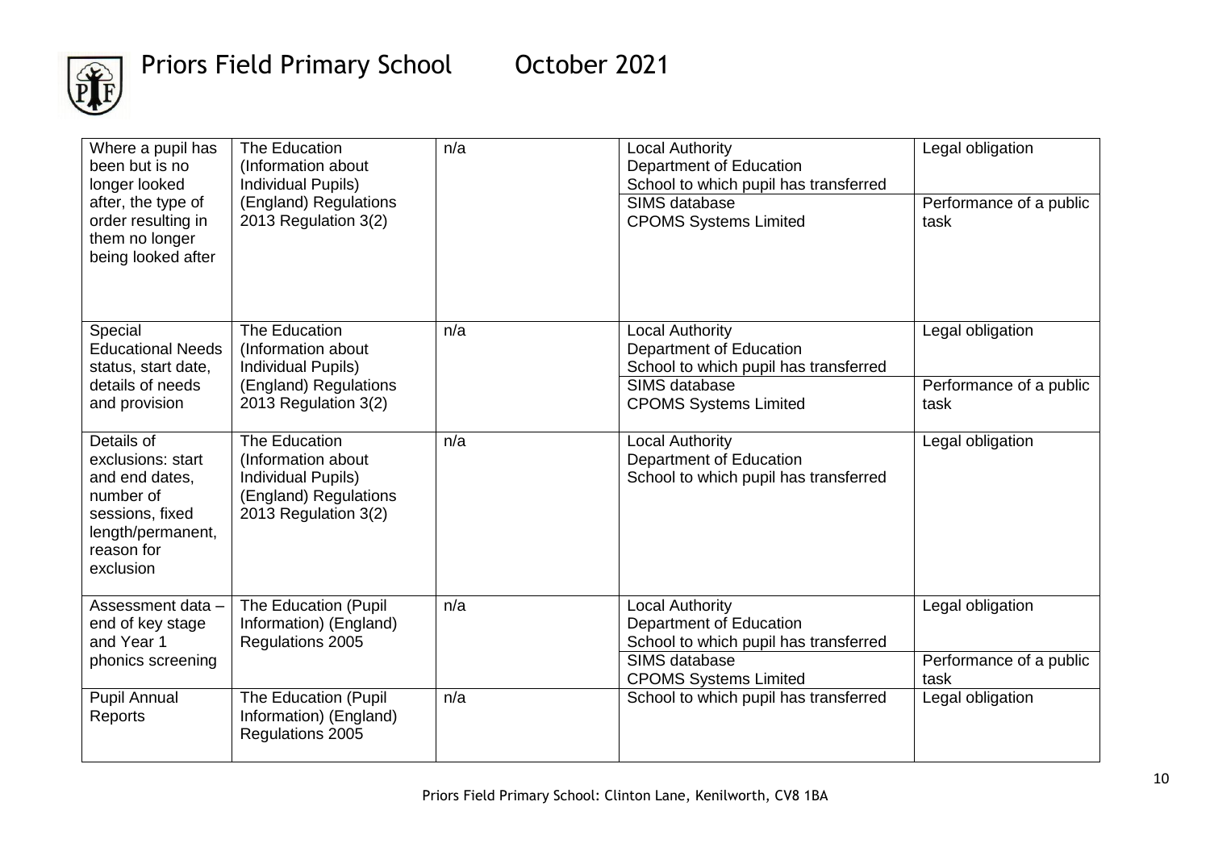| Where a pupil has been but is no longer looked after, the type of order resulting in them no longer being looked after | The Education (Information about Individual Pupils) (England) Regulations 2013 Regulation 3(2) | n/a | Local Authority<br>Department of Education<br>School to which pupil has transferred | Legal obligation |
|---|---|---|---|---|
| | | | SIMS database<br>CPOMS Systems Limited | Performance of a public task |
| Special Educational Needs status, start date, details of needs and provision | The Education (Information about Individual Pupils) (England) Regulations 2013 Regulation 3(2) | n/a | Local Authority<br>Department of Education<br>School to which pupil has transferred | Legal obligation |
| | | | SIMS database<br>CPOMS Systems Limited | Performance of a public task |
| Details of exclusions: start and end dates, number of sessions, fixed length/permanent, reason for exclusion | The Education (Information about Individual Pupils) (England) Regulations 2013 Regulation 3(2) | n/a | Local Authority<br>Department of Education<br>School to which pupil has transferred | Legal obligation |
| Assessment data – end of key stage and Year 1 phonics screening | The Education (Pupil Information) (England) Regulations 2005 | n/a | Local Authority<br>Department of Education<br>School to which pupil has transferred | Legal obligation |
| | | | SIMS database<br>CPOMS Systems Limited | Performance of a public task |
| Pupil Annual Reports | The Education (Pupil Information) (England) Regulations 2005 | n/a | School to which pupil has transferred | Legal obligation |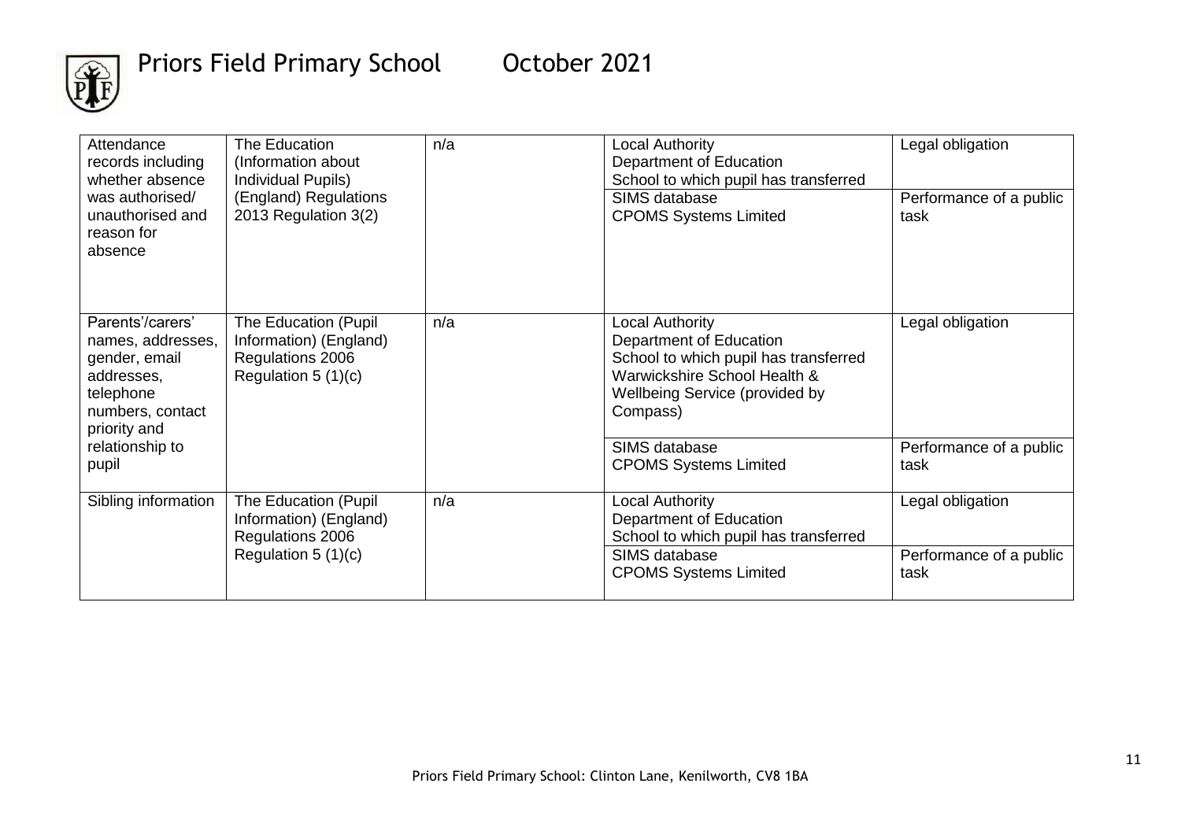| | | | | |
|---|---|---|---|---|
| Attendance records including whether absence was authorised/ unauthorised and reason for absence | The Education (Information about Individual Pupils) (England) Regulations 2013 Regulation 3(2) | n/a | Local Authority<br>Department of Education<br>School to which pupil has transferred | Legal obligation |
| | | | SIMS database<br>CPOMS Systems Limited | Performance of a public task |
| Parents'/carers' names, addresses, gender, email addresses, telephone numbers, contact priority and relationship to pupil | The Education (Pupil Information) (England) Regulations 2006 Regulation 5 (1)(c) | n/a | Local Authority<br>Department of Education<br>School to which pupil has transferred<br>Warwickshire School Health & Wellbeing Service (provided by Compass) | Legal obligation |
| | | | SIMS database<br>CPOMS Systems Limited | Performance of a public task |
| Sibling information | The Education (Pupil Information) (England) Regulations 2006 Regulation 5 (1)(c) | n/a | Local Authority<br>Department of Education<br>School to which pupil has transferred | Legal obligation |
| | | | SIMS database<br>CPOMS Systems Limited | Performance of a public task |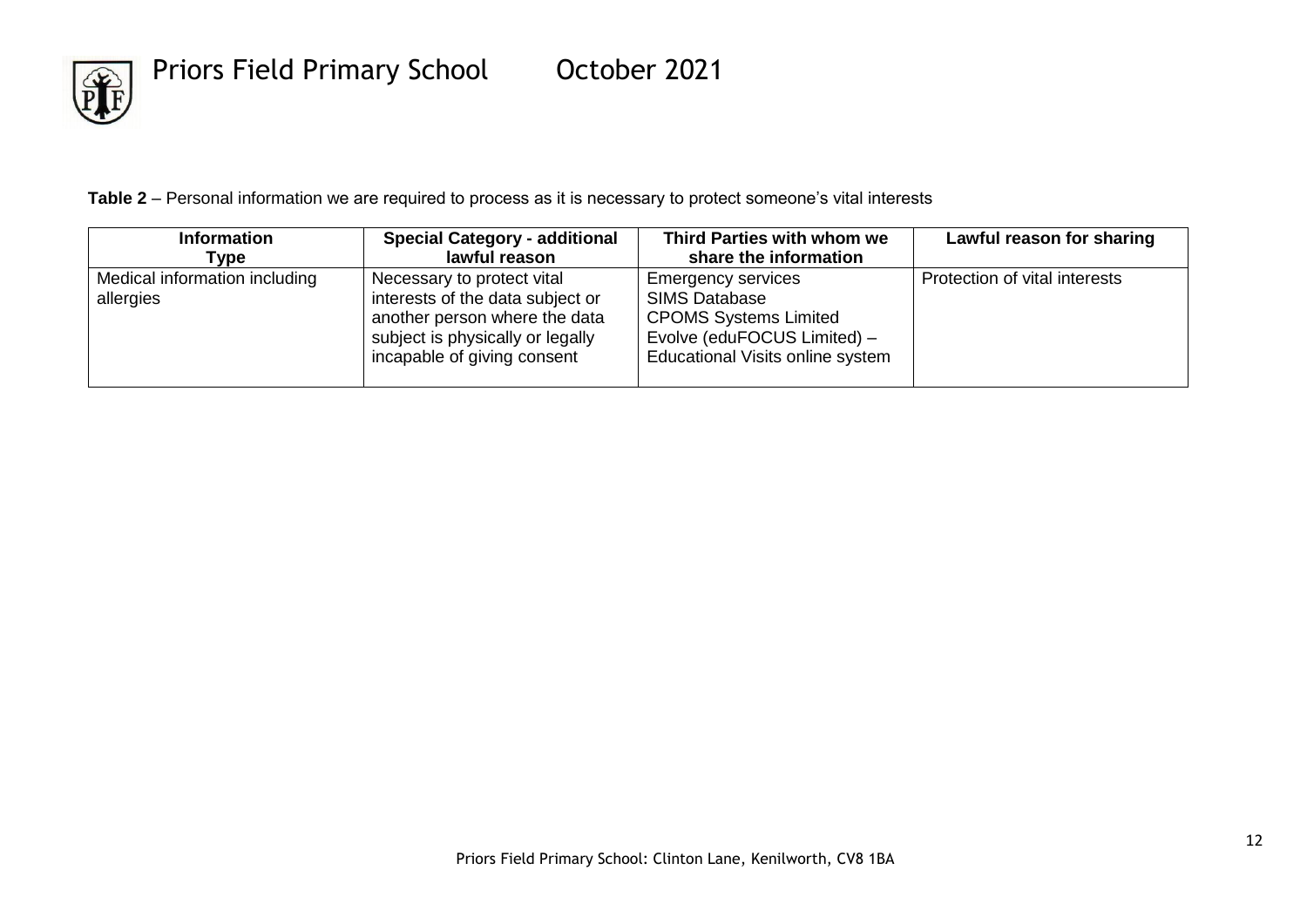**Table 2** – Personal information we are required to process as it is necessary to protect someone's vital interests

| Information Type | Special Category - additional lawful reason | Third Parties with whom we share the information | Lawful reason for sharing |
|---|---|---|---|
| Medical information including allergies | Necessary to protect vital interests of the data subject or another person where the data subject is physically or legally incapable of giving consent | Emergency services<br>SIMS Database<br>CPOMS Systems Limited<br>Evolve (eduFOCUS Limited) – Educational Visits online system | Protection of vital interests |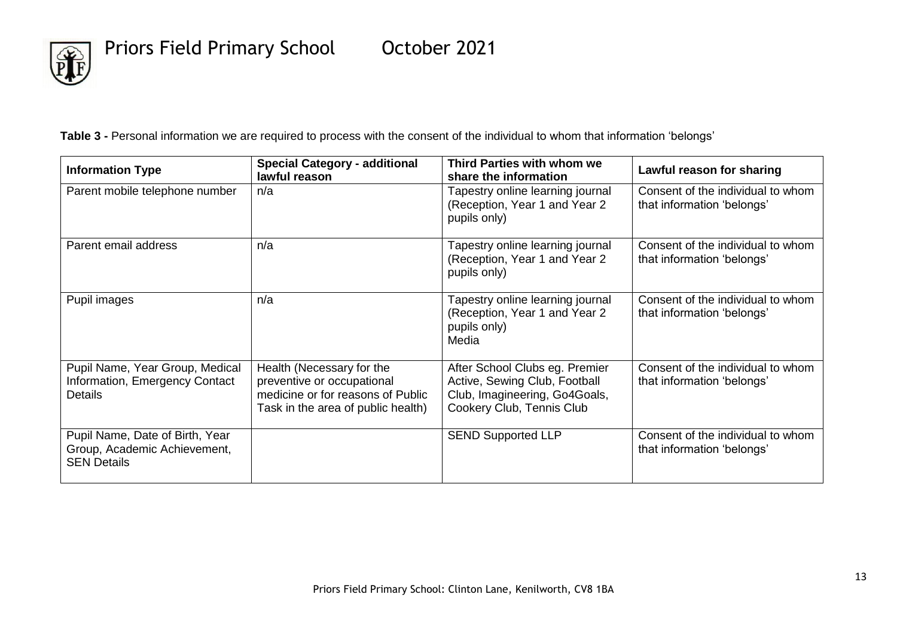**Table 3 -** Personal information we are required to process with the consent of the individual to whom that information 'belongs'

| Information Type | Special Category - additional lawful reason | Third Parties with whom we share the information | Lawful reason for sharing |
|---|---|---|---|
| Parent mobile telephone number | n/a | Tapestry online learning journal (Reception, Year 1 and Year 2 pupils only) | Consent of the individual to whom that information 'belongs' |
| Parent email address | n/a | Tapestry online learning journal (Reception, Year 1 and Year 2 pupils only) | Consent of the individual to whom that information 'belongs' |
| Pupil images | n/a | Tapestry online learning journal (Reception, Year 1 and Year 2 pupils only)<br>Media | Consent of the individual to whom that information 'belongs' |
| Pupil Name, Year Group, Medical Information, Emergency Contact Details | Health (Necessary for the preventive or occupational medicine or for reasons of Public Task in the area of public health) | After School Clubs eg. Premier Active, Sewing Club, Football Club, Imagineering, Go4Goals, Cookery Club, Tennis Club | Consent of the individual to whom that information 'belongs' |
| Pupil Name, Date of Birth, Year Group, Academic Achievement, SEN Details | | SEND Supported LLP | Consent of the individual to whom that information 'belongs' |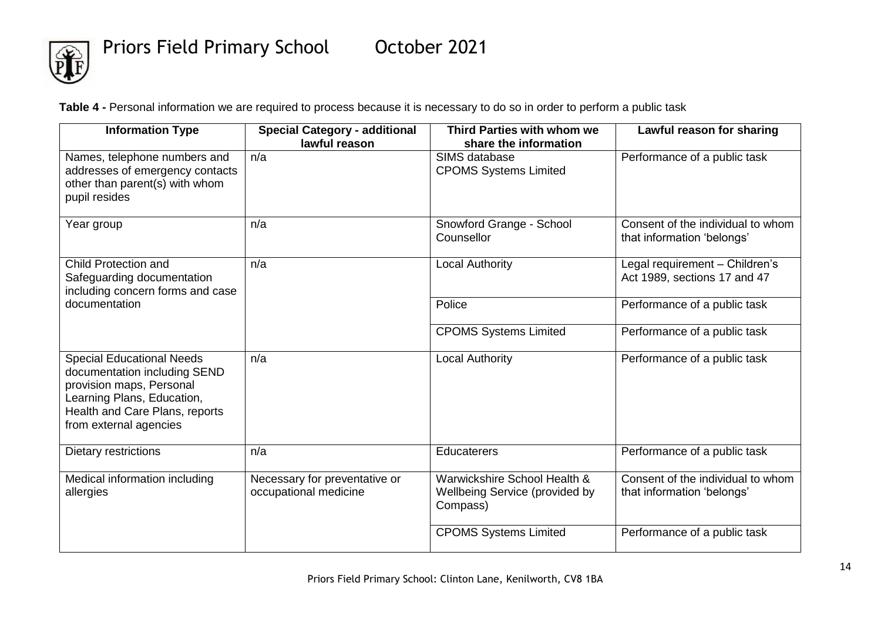**Table 4 -** Personal information we are required to process because it is necessary to do so in order to perform a public task

| Information Type | Special Category - additional lawful reason | Third Parties with whom we share the information | Lawful reason for sharing |
|---|---|---|---|
| Names, telephone numbers and addresses of emergency contacts other than parent(s) with whom pupil resides | n/a | SIMS database<br>CPOMS Systems Limited | Performance of a public task |
| Year group | n/a | Snowford Grange - School Counsellor | Consent of the individual to whom that information 'belongs' |
| Child Protection and Safeguarding documentation including concern forms and case documentation | n/a | Local Authority | Legal requirement – Children's Act 1989, sections 17 and 47 |
| | | Police | Performance of a public task |
| | | CPOMS Systems Limited | Performance of a public task |
| Special Educational Needs documentation including SEND provision maps, Personal Learning Plans, Education, Health and Care Plans, reports from external agencies | n/a | Local Authority | Performance of a public task |
| Dietary restrictions | n/a | Educaterers | Performance of a public task |
| Medical information including allergies | Necessary for preventative or occupational medicine | Warwickshire School Health & Wellbeing Service (provided by Compass) | Consent of the individual to whom that information 'belongs' |
| | | CPOMS Systems Limited | Performance of a public task |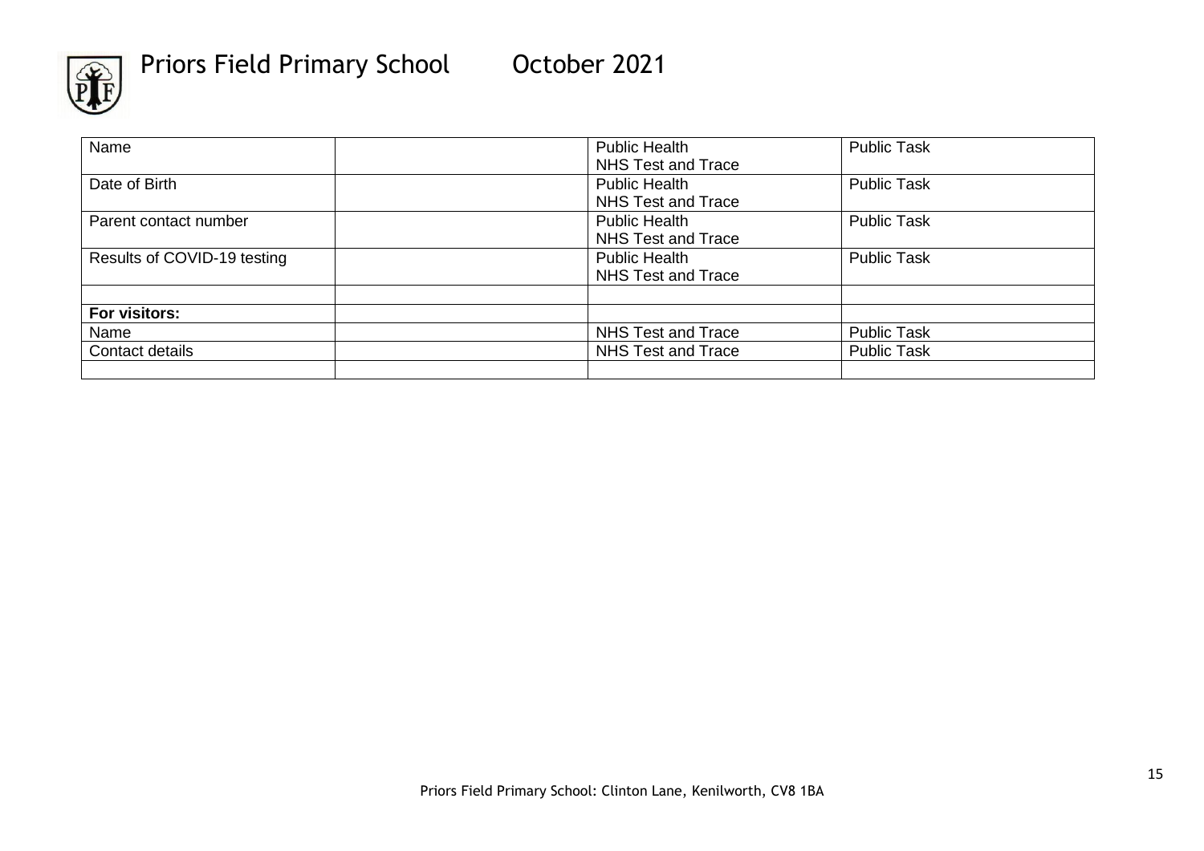| | | | |
|---|---|---|---|
| Name | | Public Health<br>NHS Test and Trace | Public Task |
| Date of Birth | | Public Health<br>NHS Test and Trace | Public Task |
| Parent contact number | | Public Health<br>NHS Test and Trace | Public Task |
| Results of COVID-19 testing | | Public Health<br>NHS Test and Trace | Public Task |
| | | | |
| **For visitors:** | | | |
| Name | | NHS Test and Trace | Public Task |
| Contact details | | NHS Test and Trace | Public Task |
| | | | |